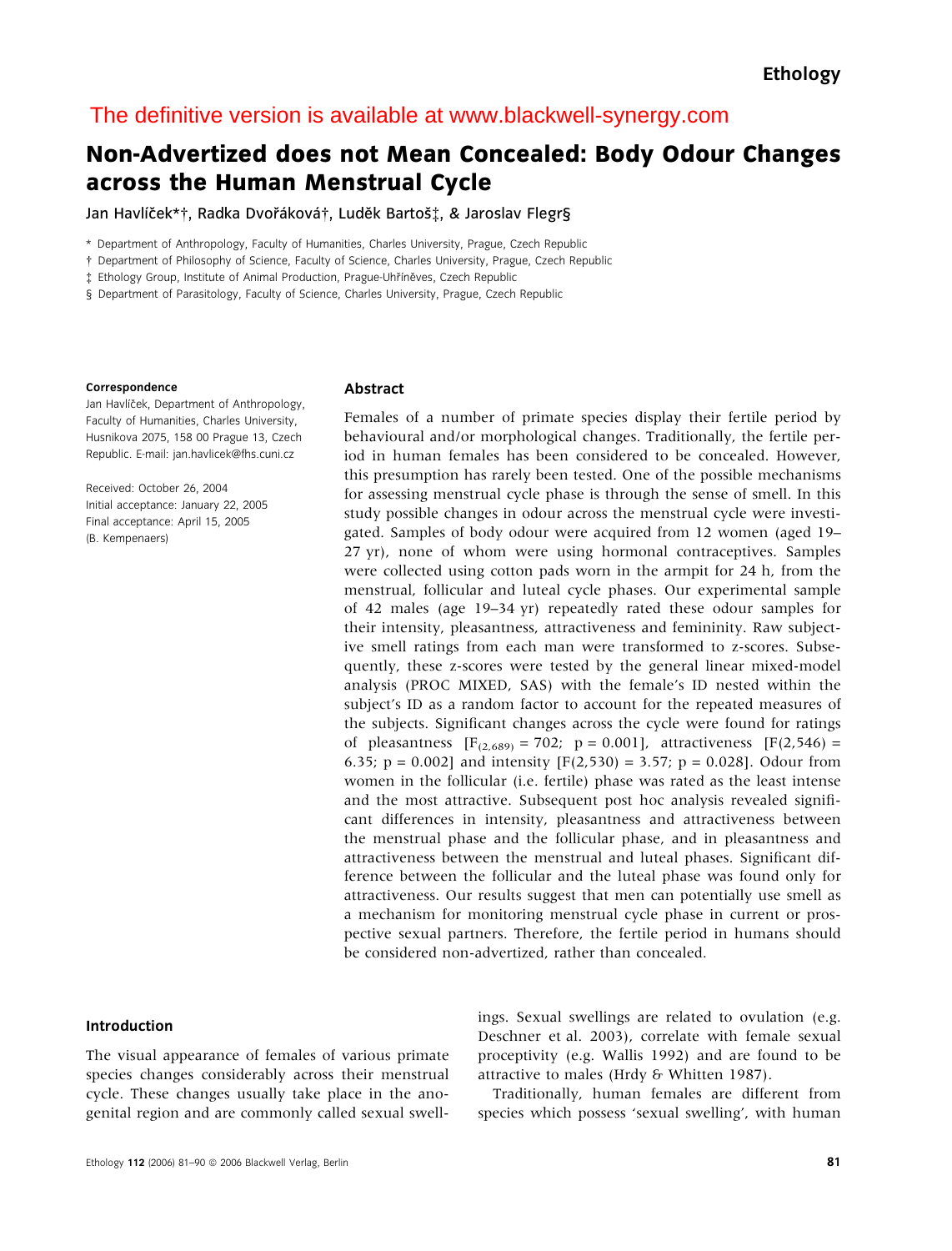Ethology

The definitive version is available at www.blackwell-synergy.com

# Non-Advertized does not Mean Concealed: Body Odour Changes across the Human Menstrual Cycle

Jan Havlíček*†, Radka Dvořáková†, Luděk Bartoš‡, & Jaroslav Flegr§

\* Department of Anthropology, Faculty of Humanities, Charles University, Prague, Czech Republic
† Department of Philosophy of Science, Faculty of Science, Charles University, Prague, Czech Republic
‡ Ethology Group, Institute of Animal Production, Prague-Uhříněves, Czech Republic
§ Department of Parasitology, Faculty of Science, Charles University, Prague, Czech Republic

**Correspondence**
Jan Havlíček, Department of Anthropology, Faculty of Humanities, Charles University, Husnikova 2075, 158 00 Prague 13, Czech Republic. E-mail: jan.havlicek@fhs.cuni.cz

Received: October 26, 2004
Initial acceptance: January 22, 2005
Final acceptance: April 15, 2005
(B. Kempenaers)

## Abstract

Females of a number of primate species display their fertile period by behavioural and/or morphological changes. Traditionally, the fertile period in human females has been considered to be concealed. However, this presumption has rarely been tested. One of the possible mechanisms for assessing menstrual cycle phase is through the sense of smell. In this study possible changes in odour across the menstrual cycle were investigated. Samples of body odour were acquired from 12 women (aged 19–27 yr), none of whom were using hormonal contraceptives. Samples were collected using cotton pads worn in the armpit for 24 h, from the menstrual, follicular and luteal cycle phases. Our experimental sample of 42 males (age 19–34 yr) repeatedly rated these odour samples for their intensity, pleasantness, attractiveness and femininity. Raw subjective smell ratings from each man were transformed to z-scores. Subsequently, these z-scores were tested by the general linear mixed-model analysis (PROC MIXED, SAS) with the female's ID nested within the subject's ID as a random factor to account for the repeated measures of the subjects. Significant changes across the cycle were found for ratings of pleasantness [$F_{(2,689)} = 702$; $p = 0.001$], attractiveness [$F(2,546) = 6.35$; $p = 0.002$] and intensity [$F(2,530) = 3.57$; $p = 0.028$]. Odour from women in the follicular (i.e. fertile) phase was rated as the least intense and the most attractive. Subsequent post hoc analysis revealed significant differences in intensity, pleasantness and attractiveness between the menstrual phase and the follicular phase, and in pleasantness and attractiveness between the menstrual and luteal phases. Significant difference between the follicular and the luteal phase was found only for attractiveness. Our results suggest that men can potentially use smell as a mechanism for monitoring menstrual cycle phase in current or prospective sexual partners. Therefore, the fertile period in humans should be considered non-advertized, rather than concealed.

## Introduction

The visual appearance of females of various primate species changes considerably across their menstrual cycle. These changes usually take place in the anogenital region and are commonly called sexual swellings. Sexual swellings are related to ovulation (e.g. Deschner et al. 2003), correlate with female sexual proceptivity (e.g. Wallis 1992) and are found to be attractive to males (Hrdy & Whitten 1987).

Traditionally, human females are different from species which possess 'sexual swelling', with human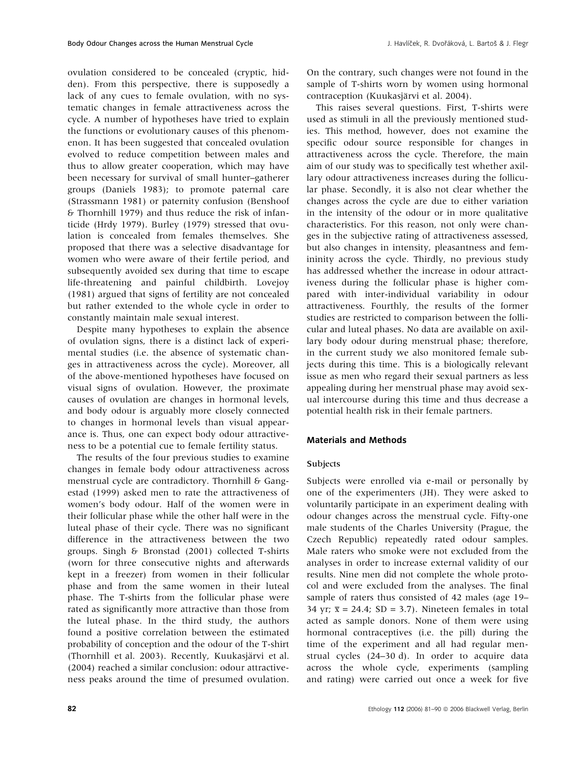ovulation considered to be concealed (cryptic, hidden). From this perspective, there is supposedly a lack of any cues to female ovulation, with no systematic changes in female attractiveness across the cycle. A number of hypotheses have tried to explain the functions or evolutionary causes of this phenomenon. It has been suggested that concealed ovulation evolved to reduce competition between males and thus to allow greater cooperation, which may have been necessary for survival of small hunter–gatherer groups (Daniels 1983); to promote paternal care (Strassmann 1981) or paternity confusion (Benshoof & Thornhill 1979) and thus reduce the risk of infanticide (Hrdy 1979). Burley (1979) stressed that ovulation is concealed from females themselves. She proposed that there was a selective disadvantage for women who were aware of their fertile period, and subsequently avoided sex during that time to escape life-threatening and painful childbirth. Lovejoy (1981) argued that signs of fertility are not concealed but rather extended to the whole cycle in order to constantly maintain male sexual interest.

Despite many hypotheses to explain the absence of ovulation signs, there is a distinct lack of experimental studies (i.e. the absence of systematic changes in attractiveness across the cycle). Moreover, all of the above-mentioned hypotheses have focused on visual signs of ovulation. However, the proximate causes of ovulation are changes in hormonal levels, and body odour is arguably more closely connected to changes in hormonal levels than visual appearance is. Thus, one can expect body odour attractiveness to be a potential cue to female fertility status.

The results of the four previous studies to examine changes in female body odour attractiveness across menstrual cycle are contradictory. Thornhill & Gangestad (1999) asked men to rate the attractiveness of women's body odour. Half of the women were in their follicular phase while the other half were in the luteal phase of their cycle. There was no significant difference in the attractiveness between the two groups. Singh & Bronstad (2001) collected T-shirts (worn for three consecutive nights and afterwards kept in a freezer) from women in their follicular phase and from the same women in their luteal phase. The T-shirts from the follicular phase were rated as significantly more attractive than those from the luteal phase. In the third study, the authors found a positive correlation between the estimated probability of conception and the odour of the T-shirt (Thornhill et al. 2003). Recently, Kuukasjärvi et al. (2004) reached a similar conclusion: odour attractiveness peaks around the time of presumed ovulation. On the contrary, such changes were not found in the sample of T-shirts worn by women using hormonal contraception (Kuukasjärvi et al. 2004).

This raises several questions. First, T-shirts were used as stimuli in all the previously mentioned studies. This method, however, does not examine the specific odour source responsible for changes in attractiveness across the cycle. Therefore, the main aim of our study was to specifically test whether axillary odour attractiveness increases during the follicular phase. Secondly, it is also not clear whether the changes across the cycle are due to either variation in the intensity of the odour or in more qualitative characteristics. For this reason, not only were changes in the subjective rating of attractiveness assessed, but also changes in intensity, pleasantness and femininity across the cycle. Thirdly, no previous study has addressed whether the increase in odour attractiveness during the follicular phase is higher compared with inter-individual variability in odour attractiveness. Fourthly, the results of the former studies are restricted to comparison between the follicular and luteal phases. No data are available on axillary body odour during menstrual phase; therefore, in the current study we also monitored female subjects during this time. This is a biologically relevant issue as men who regard their sexual partners as less appealing during her menstrual phase may avoid sexual intercourse during this time and thus decrease a potential health risk in their female partners.

## Materials and Methods

### Subjects

Subjects were enrolled via e-mail or personally by one of the experimenters (JH). They were asked to voluntarily participate in an experiment dealing with odour changes across the menstrual cycle. Fifty-one male students of the Charles University (Prague, the Czech Republic) repeatedly rated odour samples. Male raters who smoke were not excluded from the analyses in order to increase external validity of our results. Nine men did not complete the whole protocol and were excluded from the analyses. The final sample of raters thus consisted of 42 males (age 19–34 yr; $\bar{x} = 24.4$; SD = 3.7). Nineteen females in total acted as sample donors. None of them were using hormonal contraceptives (i.e. the pill) during the time of the experiment and all had regular menstrual cycles (24–30 d). In order to acquire data across the whole cycle, experiments (sampling and rating) were carried out once a week for five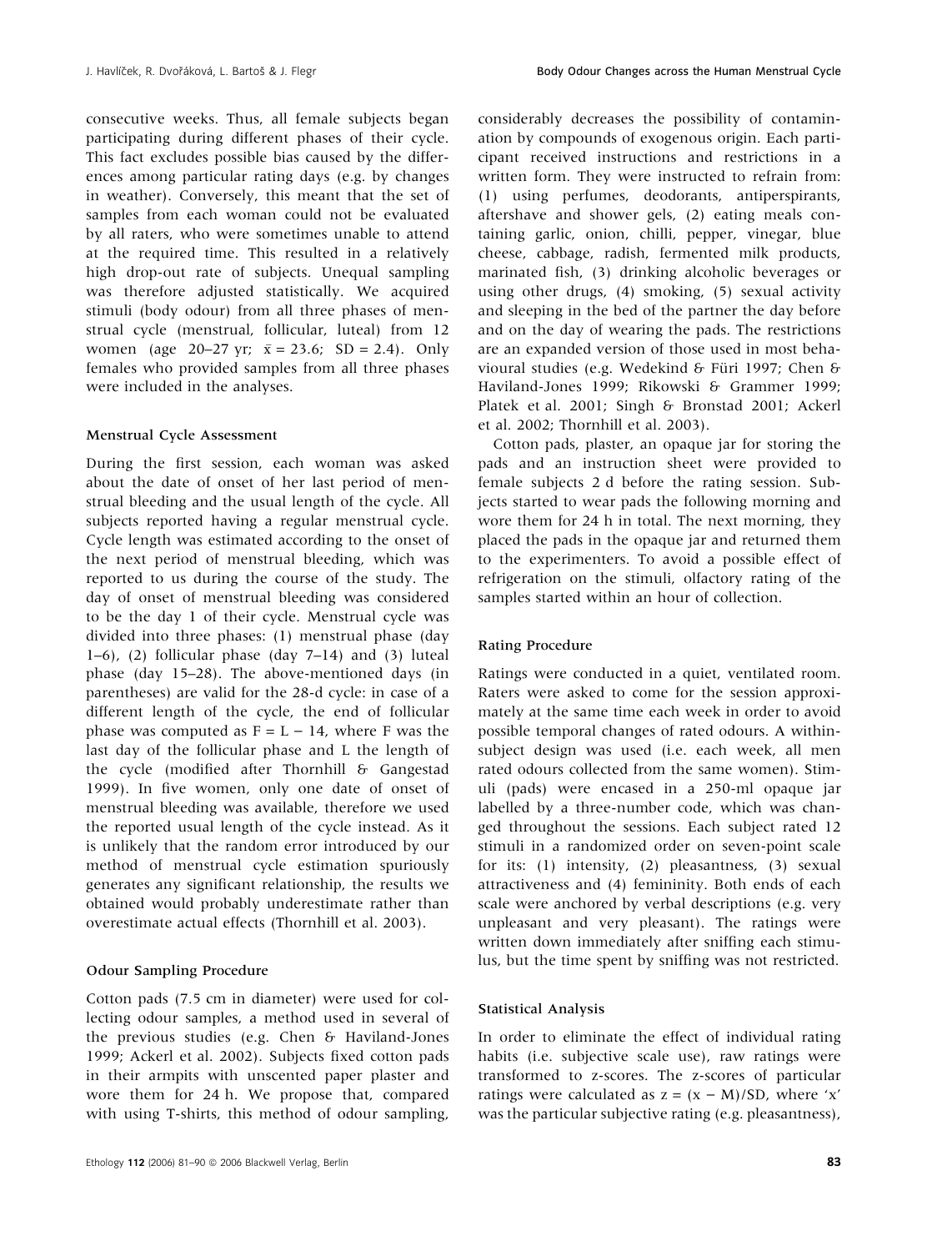consecutive weeks. Thus, all female subjects began participating during different phases of their cycle. This fact excludes possible bias caused by the differences among particular rating days (e.g. by changes in weather). Conversely, this meant that the set of samples from each woman could not be evaluated by all raters, who were sometimes unable to attend at the required time. This resulted in a relatively high drop-out rate of subjects. Unequal sampling was therefore adjusted statistically. We acquired stimuli (body odour) from all three phases of menstrual cycle (menstrual, follicular, luteal) from 12 women (age 20–27 yr; $\bar{x} = 23.6$; SD = 2.4). Only females who provided samples from all three phases were included in the analyses.

### Menstrual Cycle Assessment

During the first session, each woman was asked about the date of onset of her last period of menstrual bleeding and the usual length of the cycle. All subjects reported having a regular menstrual cycle. Cycle length was estimated according to the onset of the next period of menstrual bleeding, which was reported to us during the course of the study. The day of onset of menstrual bleeding was considered to be the day 1 of their cycle. Menstrual cycle was divided into three phases: (1) menstrual phase (day 1–6), (2) follicular phase (day 7–14) and (3) luteal phase (day 15–28). The above-mentioned days (in parentheses) are valid for the 28-d cycle: in case of a different length of the cycle, the end of follicular phase was computed as $F = L - 14$, where F was the last day of the follicular phase and L the length of the cycle (modified after Thornhill & Gangestad 1999). In five women, only one date of onset of menstrual bleeding was available, therefore we used the reported usual length of the cycle instead. As it is unlikely that the random error introduced by our method of menstrual cycle estimation spuriously generates any significant relationship, the results we obtained would probably underestimate rather than overestimate actual effects (Thornhill et al. 2003).

### Odour Sampling Procedure

Cotton pads (7.5 cm in diameter) were used for collecting odour samples, a method used in several of the previous studies (e.g. Chen & Haviland-Jones 1999; Ackerl et al. 2002). Subjects fixed cotton pads in their armpits with unscented paper plaster and wore them for 24 h. We propose that, compared with using T-shirts, this method of odour sampling, considerably decreases the possibility of contamination by compounds of exogenous origin. Each participant received instructions and restrictions in a written form. They were instructed to refrain from: (1) using perfumes, deodorants, antiperspirants, aftershave and shower gels, (2) eating meals containing garlic, onion, chilli, pepper, vinegar, blue cheese, cabbage, radish, fermented milk products, marinated fish, (3) drinking alcoholic beverages or using other drugs, (4) smoking, (5) sexual activity and sleeping in the bed of the partner the day before and on the day of wearing the pads. The restrictions are an expanded version of those used in most behavioural studies (e.g. Wedekind & Füri 1997; Chen & Haviland-Jones 1999; Rikowski & Grammer 1999; Platek et al. 2001; Singh & Bronstad 2001; Ackerl et al. 2002; Thornhill et al. 2003).

Cotton pads, plaster, an opaque jar for storing the pads and an instruction sheet were provided to female subjects 2 d before the rating session. Subjects started to wear pads the following morning and wore them for 24 h in total. The next morning, they placed the pads in the opaque jar and returned them to the experimenters. To avoid a possible effect of refrigeration on the stimuli, olfactory rating of the samples started within an hour of collection.

### Rating Procedure

Ratings were conducted in a quiet, ventilated room. Raters were asked to come for the session approximately at the same time each week in order to avoid possible temporal changes of rated odours. A within-subject design was used (i.e. each week, all men rated odours collected from the same women). Stimuli (pads) were encased in a 250-ml opaque jar labelled by a three-number code, which was changed throughout the sessions. Each subject rated 12 stimuli in a randomized order on seven-point scale for its: (1) intensity, (2) pleasantness, (3) sexual attractiveness and (4) femininity. Both ends of each scale were anchored by verbal descriptions (e.g. very unpleasant and very pleasant). The ratings were written down immediately after sniffing each stimulus, but the time spent by sniffing was not restricted.

### Statistical Analysis

In order to eliminate the effect of individual rating habits (i.e. subjective scale use), raw ratings were transformed to z-scores. The z-scores of particular ratings were calculated as $z = (x - M)/SD$, where 'x' was the particular subjective rating (e.g. pleasantness),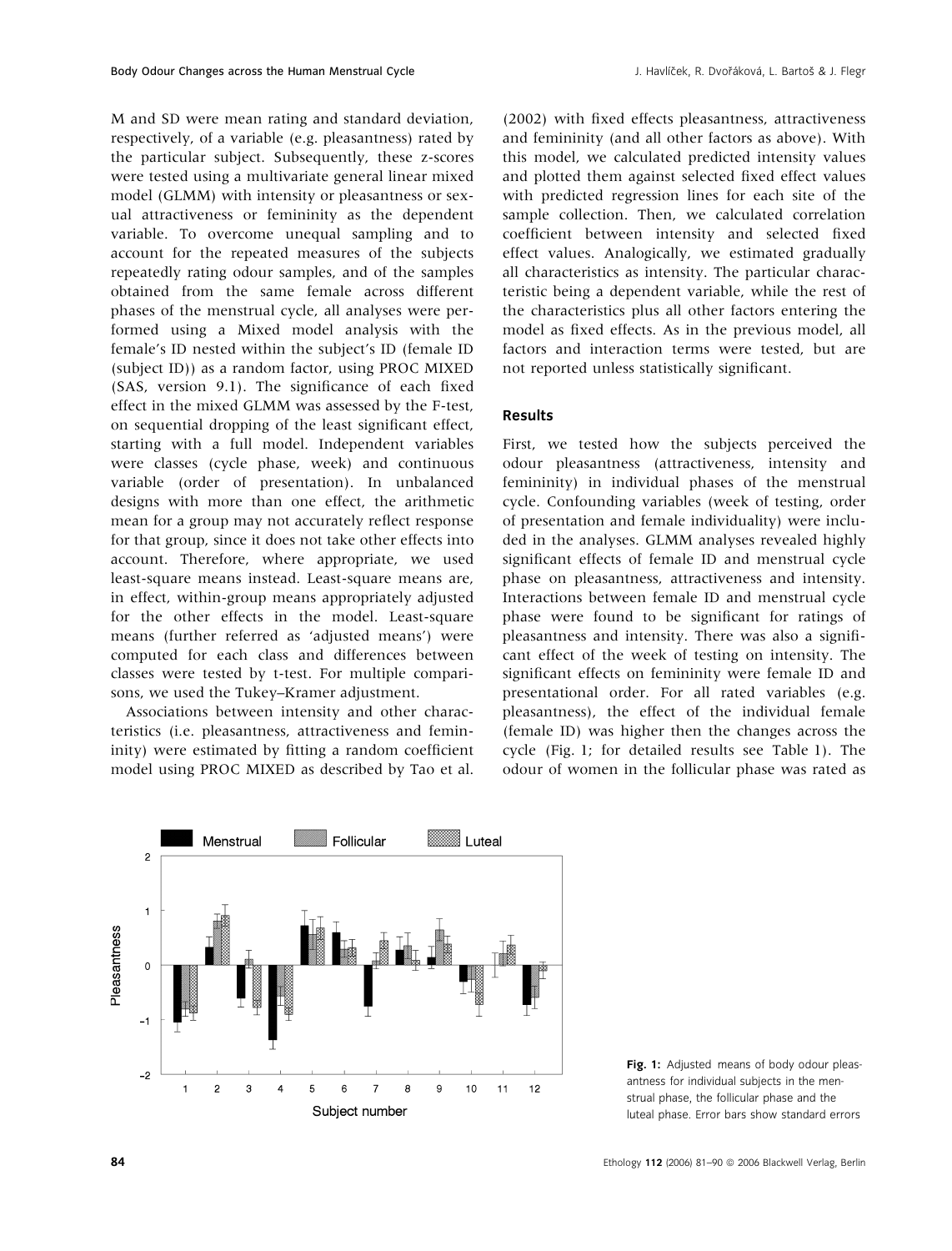M and SD were mean rating and standard deviation, respectively, of a variable (e.g. pleasantness) rated by the particular subject. Subsequently, these z-scores were tested using a multivariate general linear mixed model (GLMM) with intensity or pleasantness or sexual attractiveness or femininity as the dependent variable. To overcome unequal sampling and to account for the repeated measures of the subjects repeatedly rating odour samples, and of the samples obtained from the same female across different phases of the menstrual cycle, all analyses were performed using a Mixed model analysis with the female's ID nested within the subject's ID (female ID (subject ID)) as a random factor, using PROC MIXED (SAS, version 9.1). The significance of each fixed effect in the mixed GLMM was assessed by the F-test, on sequential dropping of the least significant effect, starting with a full model. Independent variables were classes (cycle phase, week) and continuous variable (order of presentation). In unbalanced designs with more than one effect, the arithmetic mean for a group may not accurately reflect response for that group, since it does not take other effects into account. Therefore, where appropriate, we used least-square means instead. Least-square means are, in effect, within-group means appropriately adjusted for the other effects in the model. Least-square means (further referred as 'adjusted means') were computed for each class and differences between classes were tested by t-test. For multiple comparisons, we used the Tukey–Kramer adjustment.

Associations between intensity and other characteristics (i.e. pleasantness, attractiveness and femininity) were estimated by fitting a random coefficient model using PROC MIXED as described by Tao et al. (2002) with fixed effects pleasantness, attractiveness and femininity (and all other factors as above). With this model, we calculated predicted intensity values and plotted them against selected fixed effect values with predicted regression lines for each site of the sample collection. Then, we calculated correlation coefficient between intensity and selected fixed effect values. Analogically, we estimated gradually all characteristics as intensity. The particular characteristic being a dependent variable, while the rest of the characteristics plus all other factors entering the model as fixed effects. As in the previous model, all factors and interaction terms were tested, but are not reported unless statistically significant.

## Results

First, we tested how the subjects perceived the odour pleasantness (attractiveness, intensity and femininity) in individual phases of the menstrual cycle. Confounding variables (week of testing, order of presentation and female individuality) were included in the analyses. GLMM analyses revealed highly significant effects of female ID and menstrual cycle phase on pleasantness, attractiveness and intensity. Interactions between female ID and menstrual cycle phase were found to be significant for ratings of pleasantness and intensity. There was also a significant effect of the week of testing on intensity. The significant effects on femininity were female ID and presentational order. For all rated variables (e.g. pleasantness), the effect of the individual female (female ID) was higher then the changes across the cycle (Fig. 1; for detailed results see Table 1). The odour of women in the follicular phase was rated as

**Fig. 1:** Adjusted means of body odour pleasantness for individual subjects in the menstrual phase, the follicular phase and the luteal phase. Error bars show standard errors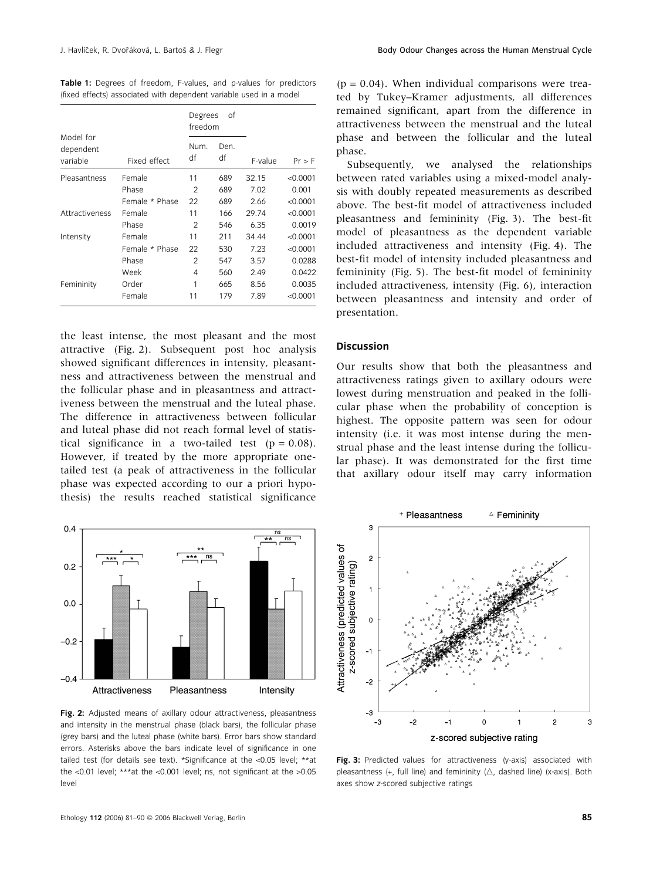**Table 1:** Degrees of freedom, F-values, and p-values for predictors (fixed effects) associated with dependent variable used in a model

| Model for dependent variable | Fixed effect | Degrees of freedom | | F-value | Pr > F |
|---|---|---|---|---|---|
| | | Num. df | Den. df | | |
| Pleasantness | Female | 11 | 689 | 32.15 | <0.0001 |
| | Phase | 2 | 689 | 7.02 | 0.001 |
| | Female * Phase | 22 | 689 | 2.66 | <0.0001 |
| Attractiveness | Female | 11 | 166 | 29.74 | <0.0001 |
| | Phase | 2 | 546 | 6.35 | 0.0019 |
| Intensity | Female | 11 | 211 | 34.44 | <0.0001 |
| | Female * Phase | 22 | 530 | 7.23 | <0.0001 |
| | Phase | 2 | 547 | 3.57 | 0.0288 |
| | Week | 4 | 560 | 2.49 | 0.0422 |
| Femininity | Order | 1 | 665 | 8.56 | 0.0035 |
| | Female | 11 | 179 | 7.89 | <0.0001 |

the least intense, the most pleasant and the most attractive (Fig. 2). Subsequent post hoc analysis showed significant differences in intensity, pleasantness and attractiveness between the menstrual and the follicular phase and in pleasantness and attractiveness between the menstrual and the luteal phase. The difference in attractiveness between follicular and luteal phase did not reach formal level of statistical significance in a two-tailed test ($p = 0.08$). However, if treated by the more appropriate one-tailed test (a peak of attractiveness in the follicular phase was expected according to our a priori hypothesis) the results reached statistical significance ($p = 0.04$). When individual comparisons were treated by Tukey–Kramer adjustments, all differences remained significant, apart from the difference in attractiveness between the menstrual and the luteal phase and between the follicular and the luteal phase.

Subsequently, we analysed the relationships between rated variables using a mixed-model analysis with doubly repeated measurements as described above. The best-fit model of attractiveness included pleasantness and femininity (Fig. 3). The best-fit model of pleasantness as the dependent variable included attractiveness and intensity (Fig. 4). The best-fit model of intensity included pleasantness and femininity (Fig. 5). The best-fit model of femininity included attractiveness, intensity (Fig. 6), interaction between pleasantness and intensity and order of presentation.

## Discussion

Our results show that both the pleasantness and attractiveness ratings given to axillary odours were lowest during menstruation and peaked in the follicular phase when the probability of conception is highest. The opposite pattern was seen for odour intensity (i.e. it was most intense during the menstrual phase and the least intense during the follicular phase). It was demonstrated for the first time that axillary odour itself may carry information

**Fig. 2:** Adjusted means of axillary odour attractiveness, pleasantness and intensity in the menstrual phase (black bars), the follicular phase (grey bars) and the luteal phase (white bars). Error bars show standard errors. Asterisks above the bars indicate level of significance in one tailed test (for details see text). *Significance at the <0.05 level; **at the <0.01 level; ***at the <0.001 level; ns, not significant at the >0.05 level

**Fig. 3:** Predicted values for attractiveness (y-axis) associated with pleasantness (+, full line) and femininity (△, dashed line) (x-axis). Both axes show *z*-scored subjective ratings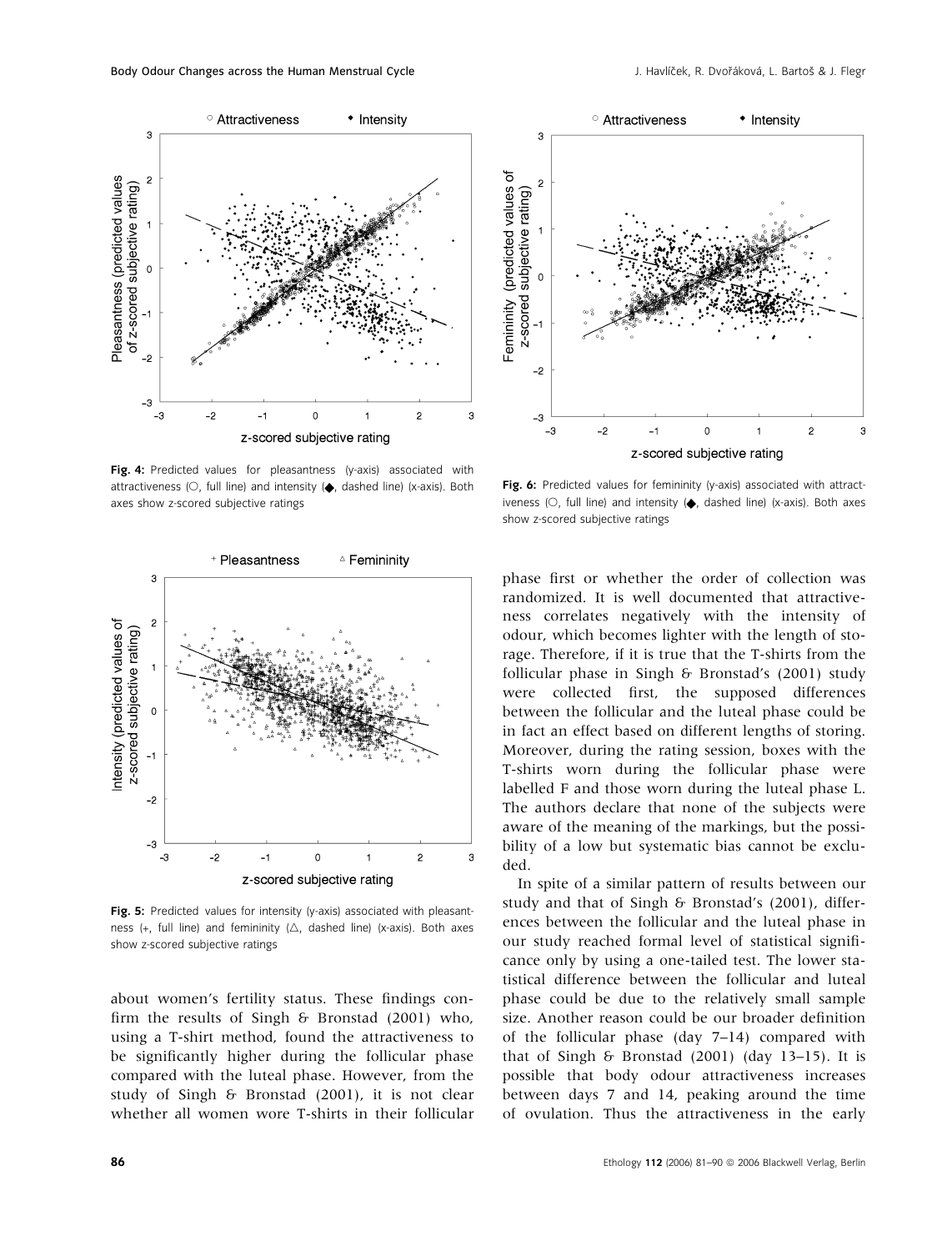Fig. 4: Predicted values for pleasantness (y-axis) associated with attractiveness (○, full line) and intensity (◆, dashed line) (x-axis). Both axes show z-scored subjective ratings

Fig. 5: Predicted values for intensity (y-axis) associated with pleasantness (+, full line) and femininity (△, dashed line) (x-axis). Both axes show z-scored subjective ratings

Fig. 6: Predicted values for femininity (y-axis) associated with attractiveness (○, full line) and intensity (◆, dashed line) (x-axis). Both axes show z-scored subjective ratings

about women's fertility status. These findings confirm the results of Singh & Bronstad (2001) who, using a T-shirt method, found the attractiveness to be significantly higher during the follicular phase compared with the luteal phase. However, from the study of Singh & Bronstad (2001), it is not clear whether all women wore T-shirts in their follicular phase first or whether the order of collection was randomized. It is well documented that attractiveness correlates negatively with the intensity of odour, which becomes lighter with the length of storage. Therefore, if it is true that the T-shirts from the follicular phase in Singh & Bronstad's (2001) study were collected first, the supposed differences between the follicular and the luteal phase could be in fact an effect based on different lengths of storing. Moreover, during the rating session, boxes with the T-shirts worn during the follicular phase were labelled F and those worn during the luteal phase L. The authors declare that none of the subjects were aware of the meaning of the markings, but the possibility of a low but systematic bias cannot be excluded.

In spite of a similar pattern of results between our study and that of Singh & Bronstad's (2001), differences between the follicular and the luteal phase in our study reached formal level of statistical significance only by using a one-tailed test. The lower statistical difference between the follicular and luteal phase could be due to the relatively small sample size. Another reason could be our broader definition of the follicular phase (day 7–14) compared with that of Singh & Bronstad (2001) (day 13–15). It is possible that body odour attractiveness increases between days 7 and 14, peaking around the time of ovulation. Thus the attractiveness in the early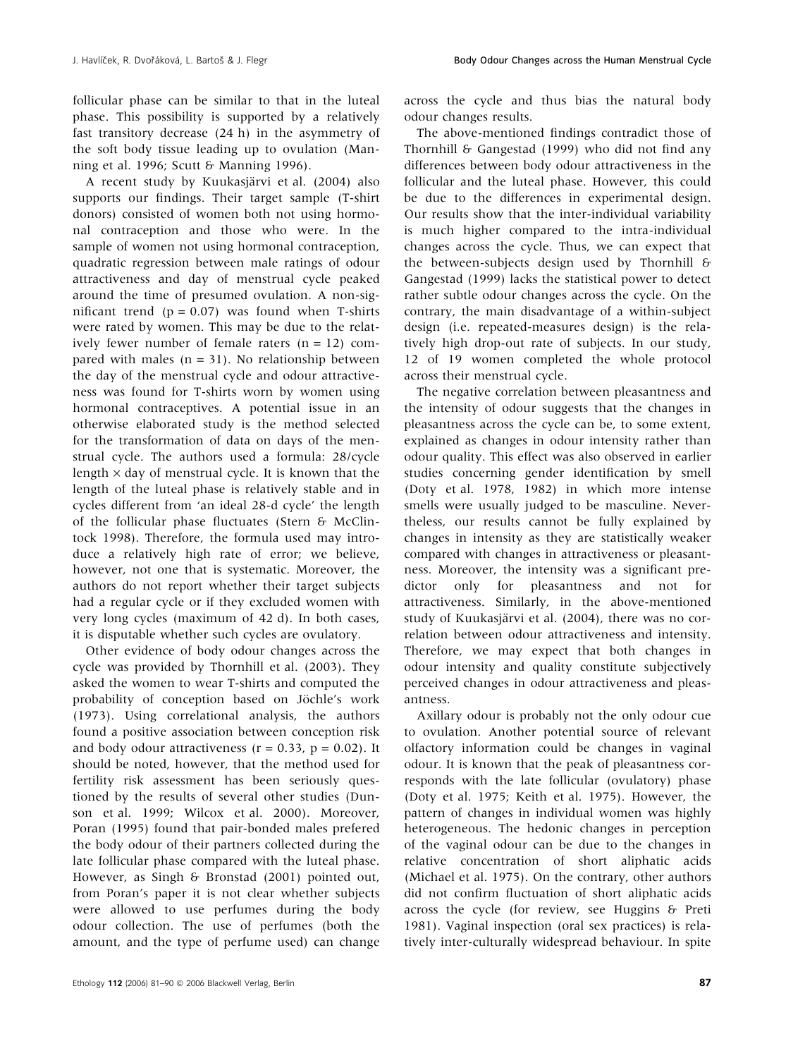follicular phase can be similar to that in the luteal phase. This possibility is supported by a relatively fast transitory decrease (24 h) in the asymmetry of the soft body tissue leading up to ovulation (Manning et al. 1996; Scutt & Manning 1996).

A recent study by Kuukasjärvi et al. (2004) also supports our findings. Their target sample (T-shirt donors) consisted of women both not using hormonal contraception and those who were. In the sample of women not using hormonal contraception, quadratic regression between male ratings of odour attractiveness and day of menstrual cycle peaked around the time of presumed ovulation. A non-significant trend ($p = 0.07$) was found when T-shirts were rated by women. This may be due to the relatively fewer number of female raters ($n = 12$) compared with males ($n = 31$). No relationship between the day of the menstrual cycle and odour attractiveness was found for T-shirts worn by women using hormonal contraceptives. A potential issue in an otherwise elaborated study is the method selected for the transformation of data on days of the menstrual cycle. The authors used a formula: 28/cycle length $\times$ day of menstrual cycle. It is known that the length of the luteal phase is relatively stable and in cycles different from 'an ideal 28-d cycle' the length of the follicular phase fluctuates (Stern & McClintock 1998). Therefore, the formula used may introduce a relatively high rate of error; we believe, however, not one that is systematic. Moreover, the authors do not report whether their target subjects had a regular cycle or if they excluded women with very long cycles (maximum of 42 d). In both cases, it is disputable whether such cycles are ovulatory.

Other evidence of body odour changes across the cycle was provided by Thornhill et al. (2003). They asked the women to wear T-shirts and computed the probability of conception based on Jöchle's work (1973). Using correlational analysis, the authors found a positive association between conception risk and body odour attractiveness ($r = 0.33$, $p = 0.02$). It should be noted, however, that the method used for fertility risk assessment has been seriously questioned by the results of several other studies (Dunson et al. 1999; Wilcox et al. 2000). Moreover, Poran (1995) found that pair-bonded males prefered the body odour of their partners collected during the late follicular phase compared with the luteal phase. However, as Singh & Bronstad (2001) pointed out, from Poran's paper it is not clear whether subjects were allowed to use perfumes during the body odour collection. The use of perfumes (both the amount, and the type of perfume used) can change across the cycle and thus bias the natural body odour changes results.

The above-mentioned findings contradict those of Thornhill & Gangestad (1999) who did not find any differences between body odour attractiveness in the follicular and the luteal phase. However, this could be due to the differences in experimental design. Our results show that the inter-individual variability is much higher compared to the intra-individual changes across the cycle. Thus, we can expect that the between-subjects design used by Thornhill & Gangestad (1999) lacks the statistical power to detect rather subtle odour changes across the cycle. On the contrary, the main disadvantage of a within-subject design (i.e. repeated-measures design) is the relatively high drop-out rate of subjects. In our study, 12 of 19 women completed the whole protocol across their menstrual cycle.

The negative correlation between pleasantness and the intensity of odour suggests that the changes in pleasantness across the cycle can be, to some extent, explained as changes in odour intensity rather than odour quality. This effect was also observed in earlier studies concerning gender identification by smell (Doty et al. 1978, 1982) in which more intense smells were usually judged to be masculine. Nevertheless, our results cannot be fully explained by changes in intensity as they are statistically weaker compared with changes in attractiveness or pleasantness. Moreover, the intensity was a significant predictor only for pleasantness and not for attractiveness. Similarly, in the above-mentioned study of Kuukasjärvi et al. (2004), there was no correlation between odour attractiveness and intensity. Therefore, we may expect that both changes in odour intensity and quality constitute subjectively perceived changes in odour attractiveness and pleasantness.

Axillary odour is probably not the only odour cue to ovulation. Another potential source of relevant olfactory information could be changes in vaginal odour. It is known that the peak of pleasantness corresponds with the late follicular (ovulatory) phase (Doty et al. 1975; Keith et al. 1975). However, the pattern of changes in individual women was highly heterogeneous. The hedonic changes in perception of the vaginal odour can be due to the changes in relative concentration of short aliphatic acids (Michael et al. 1975). On the contrary, other authors did not confirm fluctuation of short aliphatic acids across the cycle (for review, see Huggins & Preti 1981). Vaginal inspection (oral sex practices) is relatively inter-culturally widespread behaviour. In spite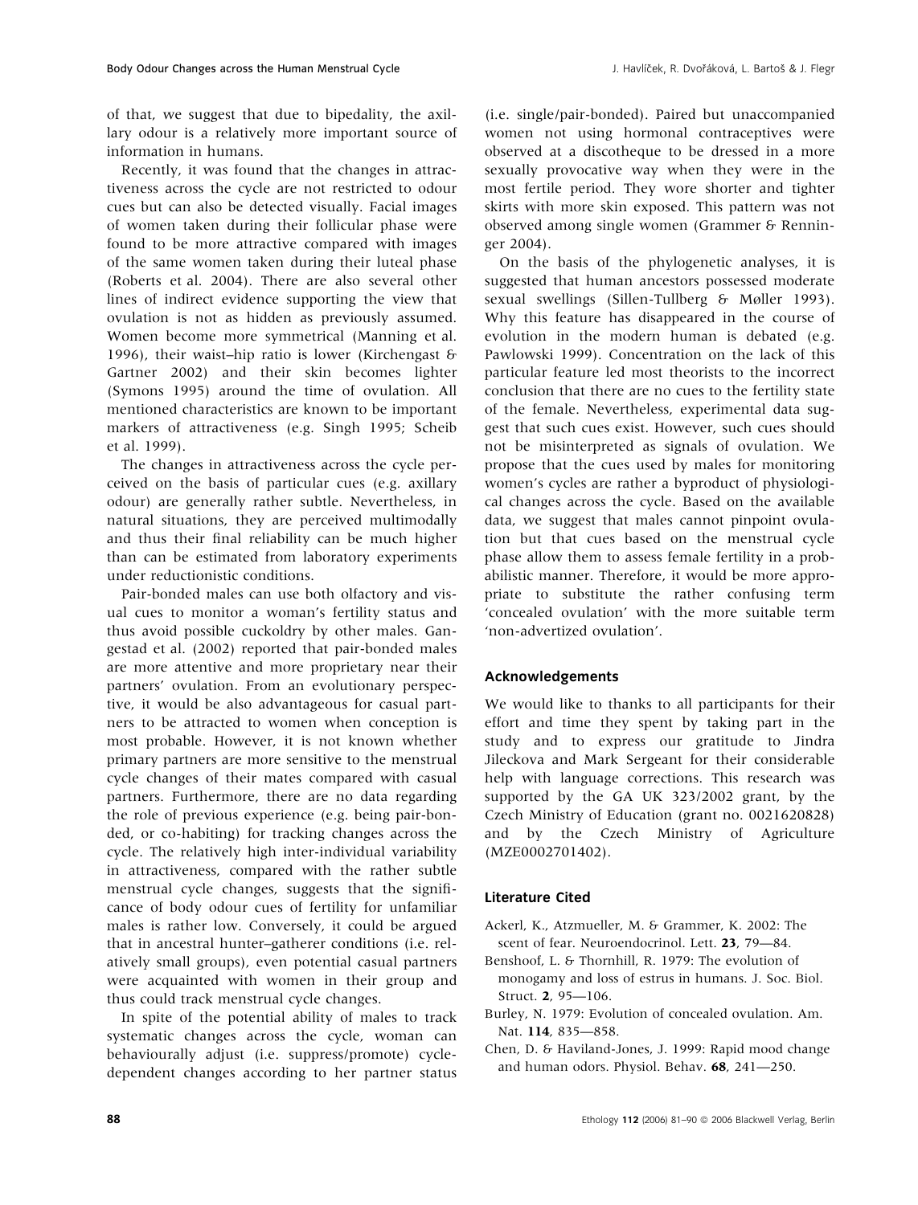of that, we suggest that due to bipedality, the axillary odour is a relatively more important source of information in humans.

Recently, it was found that the changes in attractiveness across the cycle are not restricted to odour cues but can also be detected visually. Facial images of women taken during their follicular phase were found to be more attractive compared with images of the same women taken during their luteal phase (Roberts et al. 2004). There are also several other lines of indirect evidence supporting the view that ovulation is not as hidden as previously assumed. Women become more symmetrical (Manning et al. 1996), their waist–hip ratio is lower (Kirchengast & Gartner 2002) and their skin becomes lighter (Symons 1995) around the time of ovulation. All mentioned characteristics are known to be important markers of attractiveness (e.g. Singh 1995; Scheib et al. 1999).

The changes in attractiveness across the cycle perceived on the basis of particular cues (e.g. axillary odour) are generally rather subtle. Nevertheless, in natural situations, they are perceived multimodally and thus their final reliability can be much higher than can be estimated from laboratory experiments under reductionistic conditions.

Pair-bonded males can use both olfactory and visual cues to monitor a woman's fertility status and thus avoid possible cuckoldry by other males. Gangestad et al. (2002) reported that pair-bonded males are more attentive and more proprietary near their partners' ovulation. From an evolutionary perspective, it would be also advantageous for casual partners to be attracted to women when conception is most probable. However, it is not known whether primary partners are more sensitive to the menstrual cycle changes of their mates compared with casual partners. Furthermore, there are no data regarding the role of previous experience (e.g. being pair-bonded, or co-habiting) for tracking changes across the cycle. The relatively high inter-individual variability in attractiveness, compared with the rather subtle menstrual cycle changes, suggests that the significance of body odour cues of fertility for unfamiliar males is rather low. Conversely, it could be argued that in ancestral hunter–gatherer conditions (i.e. relatively small groups), even potential casual partners were acquainted with women in their group and thus could track menstrual cycle changes.

In spite of the potential ability of males to track systematic changes across the cycle, woman can behaviourally adjust (i.e. suppress/promote) cycle-dependent changes according to her partner status (i.e. single/pair-bonded). Paired but unaccompanied women not using hormonal contraceptives were observed at a discotheque to be dressed in a more sexually provocative way when they were in the most fertile period. They wore shorter and tighter skirts with more skin exposed. This pattern was not observed among single women (Grammer & Renninger 2004).

On the basis of the phylogenetic analyses, it is suggested that human ancestors possessed moderate sexual swellings (Sillen-Tullberg & Møller 1993). Why this feature has disappeared in the course of evolution in the modern human is debated (e.g. Pawlowski 1999). Concentration on the lack of this particular feature led most theorists to the incorrect conclusion that there are no cues to the fertility state of the female. Nevertheless, experimental data suggest that such cues exist. However, such cues should not be misinterpreted as signals of ovulation. We propose that the cues used by males for monitoring women's cycles are rather a byproduct of physiological changes across the cycle. Based on the available data, we suggest that males cannot pinpoint ovulation but that cues based on the menstrual cycle phase allow them to assess female fertility in a probabilistic manner. Therefore, it would be more appropriate to substitute the rather confusing term 'concealed ovulation' with the more suitable term 'non-advertized ovulation'.

## Acknowledgements

We would like to thanks to all participants for their effort and time they spent by taking part in the study and to express our gratitude to Jindra Jileckova and Mark Sergeant for their considerable help with language corrections. This research was supported by the GA UK 323/2002 grant, by the Czech Ministry of Education (grant no. 0021620828) and by the Czech Ministry of Agriculture (MZE0002701402).

## Literature Cited

Ackerl, K., Atzmueller, M. & Grammer, K. 2002: The scent of fear. Neuroendocrinol. Lett. **23**, 79—84.

Benshoof, L. & Thornhill, R. 1979: The evolution of monogamy and loss of estrus in humans. J. Soc. Biol. Struct. **2**, 95—106.

Burley, N. 1979: Evolution of concealed ovulation. Am. Nat. **114**, 835—858.

Chen, D. & Haviland-Jones, J. 1999: Rapid mood change and human odors. Physiol. Behav. **68**, 241—250.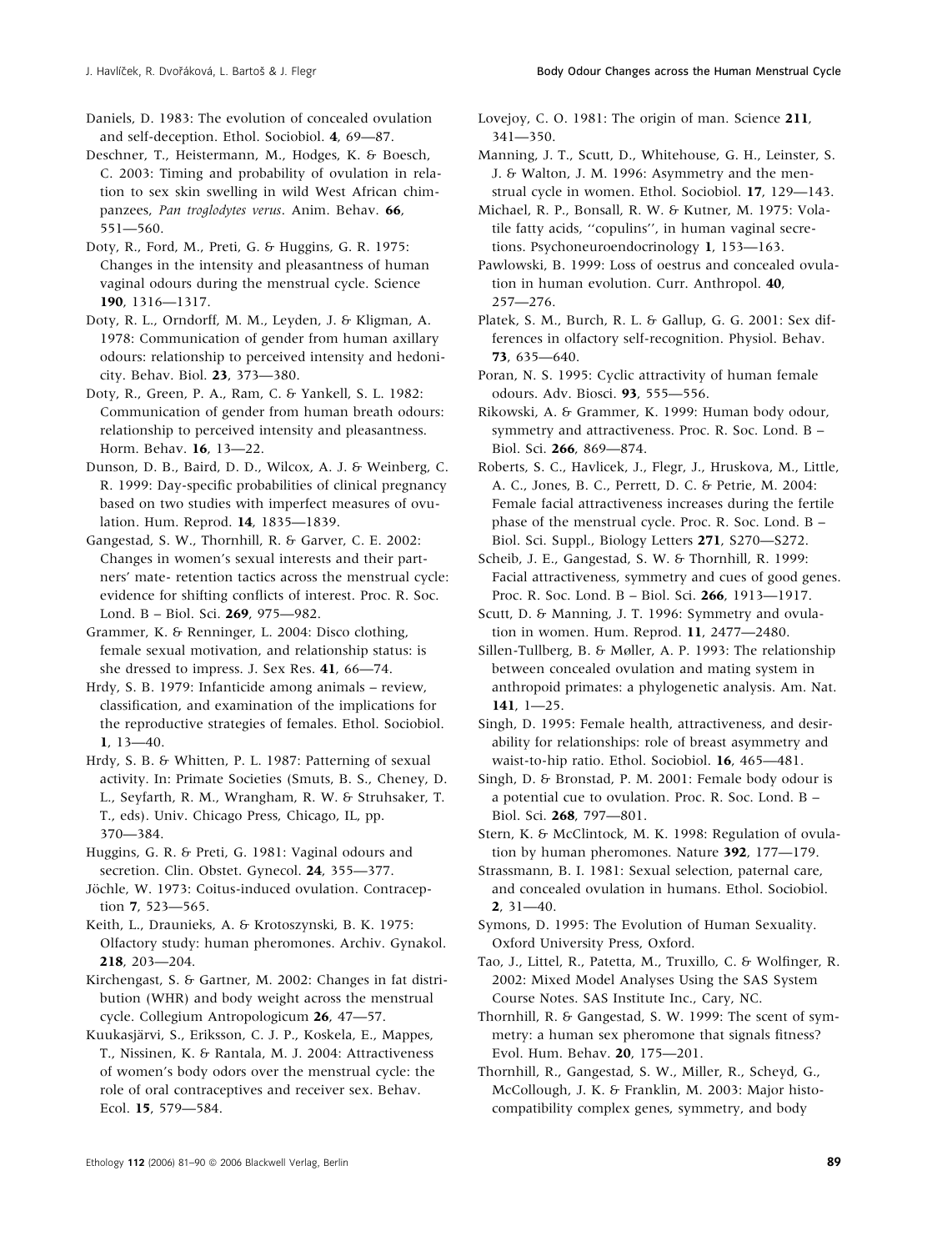Daniels, D. 1983: The evolution of concealed ovulation and self-deception. Ethol. Sociobiol. **4**, 69—87.

Deschner, T., Heistermann, M., Hodges, K. & Boesch, C. 2003: Timing and probability of ovulation in relation to sex skin swelling in wild West African chimpanzees, *Pan troglodytes verus*. Anim. Behav. **66**, 551—560.

Doty, R., Ford, M., Preti, G. & Huggins, G. R. 1975: Changes in the intensity and pleasantness of human vaginal odours during the menstrual cycle. Science **190**, 1316—1317.

Doty, R. L., Orndorff, M. M., Leyden, J. & Kligman, A. 1978: Communication of gender from human axillary odours: relationship to perceived intensity and hedonicity. Behav. Biol. **23**, 373—380.

Doty, R., Green, P. A., Ram, C. & Yankell, S. L. 1982: Communication of gender from human breath odours: relationship to perceived intensity and pleasantness. Horm. Behav. **16**, 13—22.

Dunson, D. B., Baird, D. D., Wilcox, A. J. & Weinberg, C. R. 1999: Day-specific probabilities of clinical pregnancy based on two studies with imperfect measures of ovulation. Hum. Reprod. **14**, 1835—1839.

Gangestad, S. W., Thornhill, R. & Garver, C. E. 2002: Changes in women's sexual interests and their partners' mate- retention tactics across the menstrual cycle: evidence for shifting conflicts of interest. Proc. R. Soc. Lond. B – Biol. Sci. **269**, 975—982.

Grammer, K. & Renninger, L. 2004: Disco clothing, female sexual motivation, and relationship status: is she dressed to impress. J. Sex Res. **41**, 66—74.

Hrdy, S. B. 1979: Infanticide among animals – review, classification, and examination of the implications for the reproductive strategies of females. Ethol. Sociobiol. **1**, 13—40.

Hrdy, S. B. & Whitten, P. L. 1987: Patterning of sexual activity. In: Primate Societies (Smuts, B. S., Cheney, D. L., Seyfarth, R. M., Wrangham, R. W. & Struhsaker, T. T., eds). Univ. Chicago Press, Chicago, IL, pp. 370—384.

Huggins, G. R. & Preti, G. 1981: Vaginal odours and secretion. Clin. Obstet. Gynecol. **24**, 355—377.

Jöchle, W. 1973: Coitus-induced ovulation. Contraception **7**, 523—565.

Keith, L., Draunieks, A. & Krotoszynski, B. K. 1975: Olfactory study: human pheromones. Archiv. Gynakol. **218**, 203—204.

Kirchengast, S. & Gartner, M. 2002: Changes in fat distribution (WHR) and body weight across the menstrual cycle. Collegium Antropologicum **26**, 47—57.

Kuukasjärvi, S., Eriksson, C. J. P., Koskela, E., Mappes, T., Nissinen, K. & Rantala, M. J. 2004: Attractiveness of women's body odors over the menstrual cycle: the role of oral contraceptives and receiver sex. Behav. Ecol. **15**, 579—584.

Lovejoy, C. O. 1981: The origin of man. Science **211**, 341—350.

Manning, J. T., Scutt, D., Whitehouse, G. H., Leinster, S. J. & Walton, J. M. 1996: Asymmetry and the menstrual cycle in women. Ethol. Sociobiol. **17**, 129—143.

Michael, R. P., Bonsall, R. W. & Kutner, M. 1975: Volatile fatty acids, ''copulins'', in human vaginal secretions. Psychoneuroendocrinology **1**, 153—163.

Pawlowski, B. 1999: Loss of oestrus and concealed ovulation in human evolution. Curr. Anthropol. **40**, 257—276.

Platek, S. M., Burch, R. L. & Gallup, G. G. 2001: Sex differences in olfactory self-recognition. Physiol. Behav. **73**, 635—640.

Poran, N. S. 1995: Cyclic attractivity of human female odours. Adv. Biosci. **93**, 555—556.

Rikowski, A. & Grammer, K. 1999: Human body odour, symmetry and attractiveness. Proc. R. Soc. Lond. B – Biol. Sci. **266**, 869—874.

Roberts, S. C., Havlicek, J., Flegr, J., Hruskova, M., Little, A. C., Jones, B. C., Perrett, D. C. & Petrie, M. 2004: Female facial attractiveness increases during the fertile phase of the menstrual cycle. Proc. R. Soc. Lond. B – Biol. Sci. Suppl., Biology Letters **271**, S270—S272.

Scheib, J. E., Gangestad, S. W. & Thornhill, R. 1999: Facial attractiveness, symmetry and cues of good genes. Proc. R. Soc. Lond. B – Biol. Sci. **266**, 1913—1917.

Scutt, D. & Manning, J. T. 1996: Symmetry and ovulation in women. Hum. Reprod. **11**, 2477—2480.

Sillen-Tullberg, B. & Møller, A. P. 1993: The relationship between concealed ovulation and mating system in anthropoid primates: a phylogenetic analysis. Am. Nat. **141**, 1—25.

Singh, D. 1995: Female health, attractiveness, and desirability for relationships: role of breast asymmetry and waist-to-hip ratio. Ethol. Sociobiol. **16**, 465—481.

Singh, D. & Bronstad, P. M. 2001: Female body odour is a potential cue to ovulation. Proc. R. Soc. Lond. B – Biol. Sci. **268**, 797—801.

Stern, K. & McClintock, M. K. 1998: Regulation of ovulation by human pheromones. Nature **392**, 177—179.

Strassmann, B. I. 1981: Sexual selection, paternal care, and concealed ovulation in humans. Ethol. Sociobiol. **2**, 31—40.

Symons, D. 1995: The Evolution of Human Sexuality. Oxford University Press, Oxford.

Tao, J., Littel, R., Patetta, M., Truxillo, C. & Wolfinger, R. 2002: Mixed Model Analyses Using the SAS System Course Notes. SAS Institute Inc., Cary, NC.

Thornhill, R. & Gangestad, S. W. 1999: The scent of symmetry: a human sex pheromone that signals fitness? Evol. Hum. Behav. **20**, 175—201.

Thornhill, R., Gangestad, S. W., Miller, R., Scheyd, G., McCollough, J. K. & Franklin, M. 2003: Major histocompatibility complex genes, symmetry, and body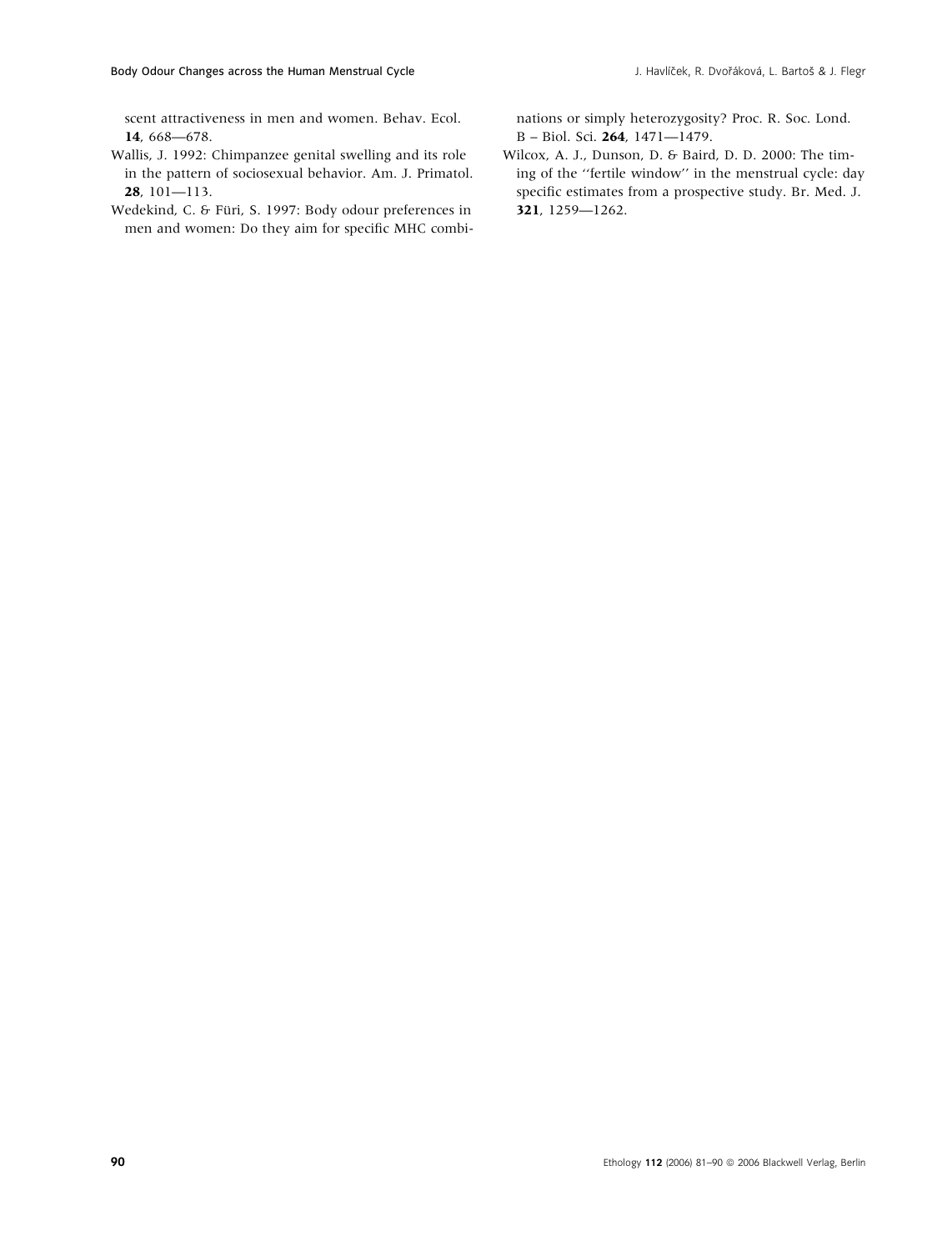scent attractiveness in men and women. Behav. Ecol. **14**, 668—678.

Wallis, J. 1992: Chimpanzee genital swelling and its role in the pattern of sociosexual behavior. Am. J. Primatol. **28**, 101—113.

Wedekind, C. & Füri, S. 1997: Body odour preferences in men and women: Do they aim for specific MHC combinations or simply heterozygosity? Proc. R. Soc. Lond. B – Biol. Sci. **264**, 1471—1479.

Wilcox, A. J., Dunson, D. & Baird, D. D. 2000: The timing of the ''fertile window'' in the menstrual cycle: day specific estimates from a prospective study. Br. Med. J. **321**, 1259—1262.